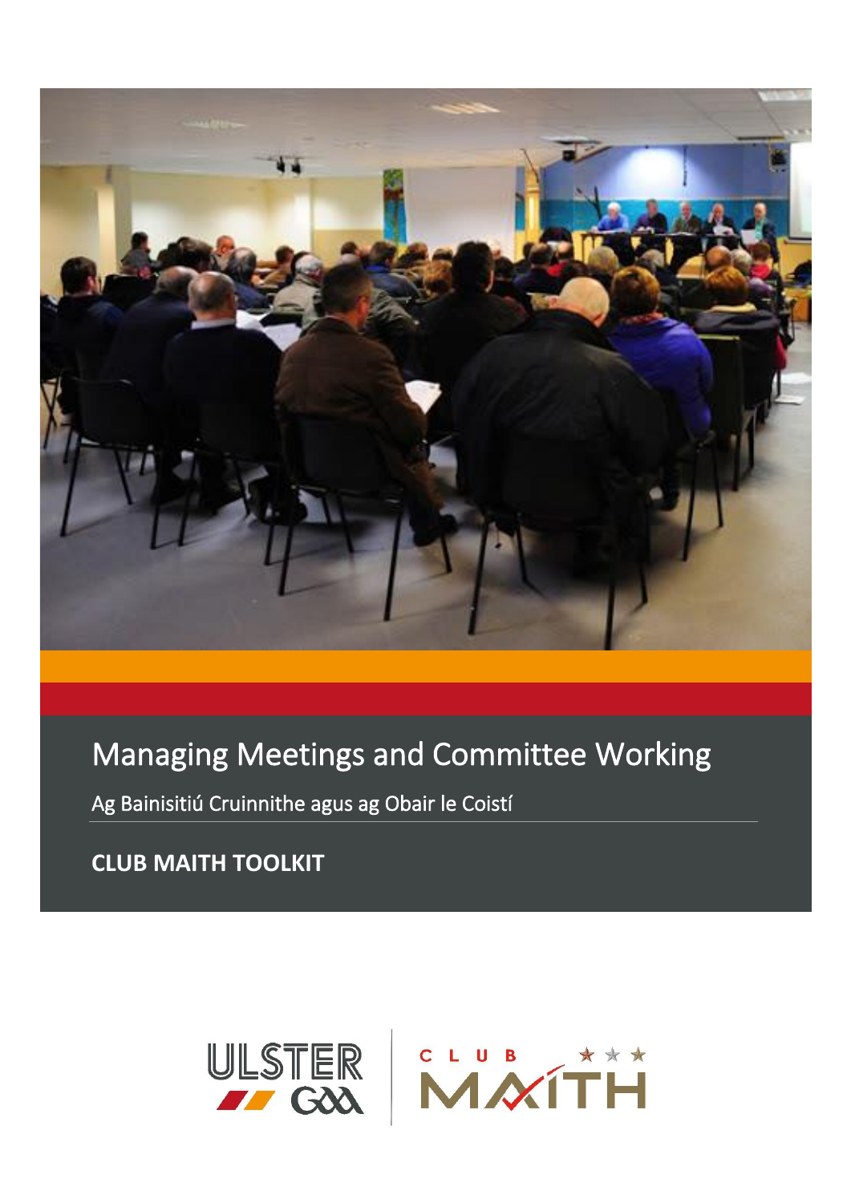# Managing Meetings and Committee Working

Ag Bainisitiú Cruinnithe agus ag Obair le Coistí

**CLUB MAITH TOOLKIT**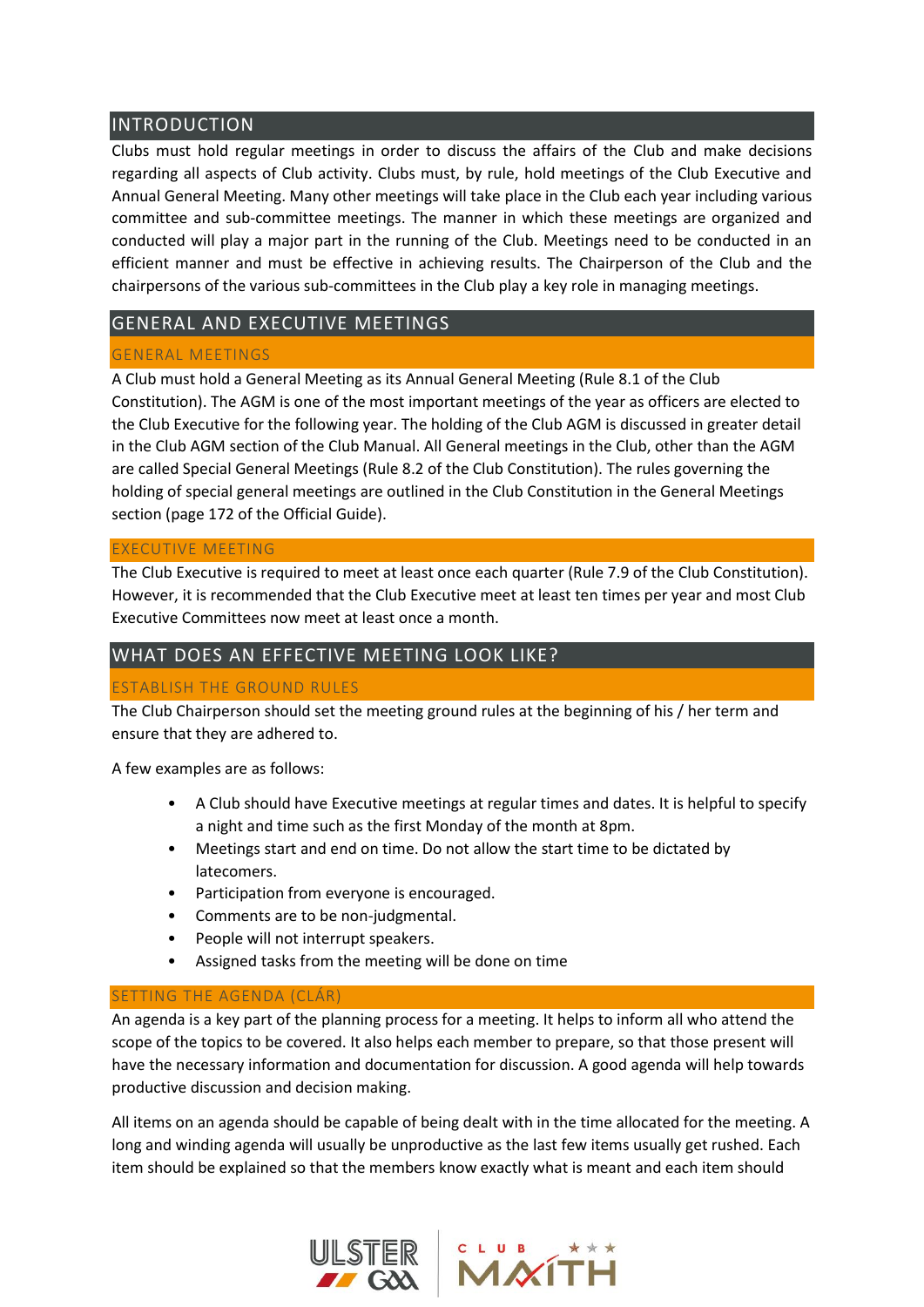## INTRODUCTION

Clubs must hold regular meetings in order to discuss the affairs of the Club and make decisions regarding all aspects of Club activity. Clubs must, by rule, hold meetings of the Club Executive and Annual General Meeting. Many other meetings will take place in the Club each year including various committee and sub-committee meetings. The manner in which these meetings are organized and conducted will play a major part in the running of the Club. Meetings need to be conducted in an efficient manner and must be effective in achieving results. The Chairperson of the Club and the chairpersons of the various sub-committees in the Club play a key role in managing meetings.

## GENERAL AND EXECUTIVE MEETINGS

### GENERAL MEETINGS

A Club must hold a General Meeting as its Annual General Meeting (Rule 8.1 of the Club Constitution). The AGM is one of the most important meetings of the year as officers are elected to the Club Executive for the following year. The holding of the Club AGM is discussed in greater detail in the Club AGM section of the Club Manual. All General meetings in the Club, other than the AGM are called Special General Meetings (Rule 8.2 of the Club Constitution). The rules governing the holding of special general meetings are outlined in the Club Constitution in the General Meetings section (page 172 of the Official Guide).

### EXECUTIVE MEETING

The Club Executive is required to meet at least once each quarter (Rule 7.9 of the Club Constitution). However, it is recommended that the Club Executive meet at least ten times per year and most Club Executive Committees now meet at least once a month.

## WHAT DOES AN EFFECTIVE MEETING LOOK LIKE?

### ESTABLISH THE GROUND RULES

The Club Chairperson should set the meeting ground rules at the beginning of his / her term and ensure that they are adhered to.

A few examples are as follows:

- A Club should have Executive meetings at regular times and dates. It is helpful to specify a night and time such as the first Monday of the month at 8pm.
- Meetings start and end on time. Do not allow the start time to be dictated by latecomers.
- Participation from everyone is encouraged.
- Comments are to be non-judgmental.
- People will not interrupt speakers.
- Assigned tasks from the meeting will be done on time

### SETTING THE AGENDA (CLÁR)

An agenda is a key part of the planning process for a meeting. It helps to inform all who attend the scope of the topics to be covered. It also helps each member to prepare, so that those present will have the necessary information and documentation for discussion. A good agenda will help towards productive discussion and decision making.

All items on an agenda should be capable of being dealt with in the time allocated for the meeting. A long and winding agenda will usually be unproductive as the last few items usually get rushed. Each item should be explained so that the members know exactly what is meant and each item should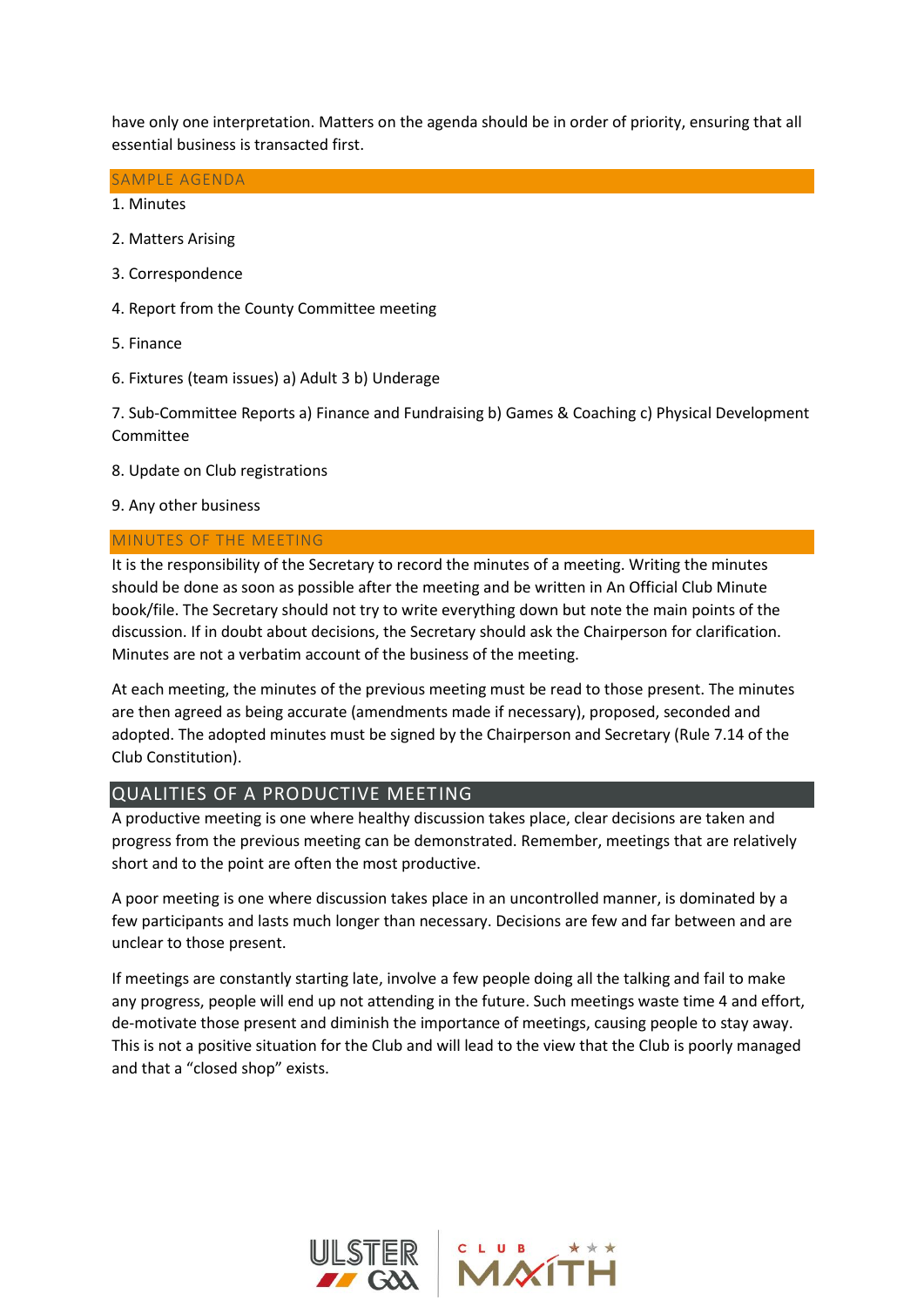have only one interpretation. Matters on the agenda should be in order of priority, ensuring that all essential business is transacted first.

## SAMPLE AGENDA

1. Minutes

2. Matters Arising

3. Correspondence

4. Report from the County Committee meeting

5. Finance

6. Fixtures (team issues) a) Adult 3 b) Underage

7. Sub-Committee Reports a) Finance and Fundraising b) Games & Coaching c) Physical Development Committee

8. Update on Club registrations

9. Any other business

## MINUTES OF THE MEETING

It is the responsibility of the Secretary to record the minutes of a meeting. Writing the minutes should be done as soon as possible after the meeting and be written in An Official Club Minute book/file. The Secretary should not try to write everything down but note the main points of the discussion. If in doubt about decisions, the Secretary should ask the Chairperson for clarification. Minutes are not a verbatim account of the business of the meeting.

At each meeting, the minutes of the previous meeting must be read to those present. The minutes are then agreed as being accurate (amendments made if necessary), proposed, seconded and adopted. The adopted minutes must be signed by the Chairperson and Secretary (Rule 7.14 of the Club Constitution).

## QUALITIES OF A PRODUCTIVE MEETING

A productive meeting is one where healthy discussion takes place, clear decisions are taken and progress from the previous meeting can be demonstrated. Remember, meetings that are relatively short and to the point are often the most productive.

A poor meeting is one where discussion takes place in an uncontrolled manner, is dominated by a few participants and lasts much longer than necessary. Decisions are few and far between and are unclear to those present.

If meetings are constantly starting late, involve a few people doing all the talking and fail to make any progress, people will end up not attending in the future. Such meetings waste time 4 and effort, de-motivate those present and diminish the importance of meetings, causing people to stay away. This is not a positive situation for the Club and will lead to the view that the Club is poorly managed and that a "closed shop" exists.